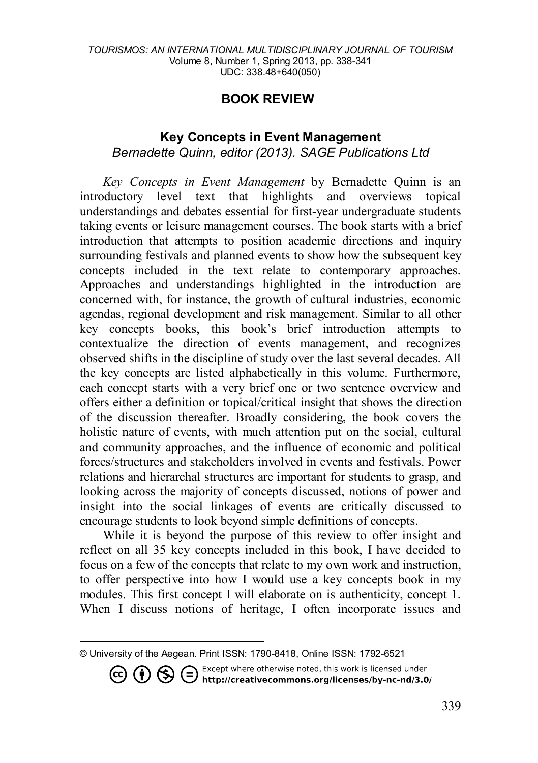## BOOK REVIEW

### Key Concepts in Event Management

*Bernadette Quinn, editor (2013). SAGE Publications Ltd*

*Key Concepts in Event Management* by Bernadette Quinn is an introductory level text that highlights and overviews topical understandings and debates essential for first-year undergraduate students taking events or leisure management courses. The book starts with a brief introduction that attempts to position academic directions and inquiry surrounding festivals and planned events to show how the subsequent key concepts included in the text relate to contemporary approaches. Approaches and understandings highlighted in the introduction are concerned with, for instance, the growth of cultural industries, economic agendas, regional development and risk management. Similar to all other key concepts books, this book's brief introduction attempts to contextualize the direction of events management, and recognizes observed shifts in the discipline of study over the last several decades. All the key concepts are listed alphabetically in this volume. Furthermore, each concept starts with a very brief one or two sentence overview and offers either a definition or topical/critical insight that shows the direction of the discussion thereafter. Broadly considering, the book covers the holistic nature of events, with much attention put on the social, cultural and community approaches, and the influence of economic and political forces/structures and stakeholders involved in events and festivals. Power relations and hierarchal structures are important for students to grasp, and looking across the majority of concepts discussed, notions of power and insight into the social linkages of events are critically discussed to encourage students to look beyond simple definitions of concepts.

While it is beyond the purpose of this review to offer insight and reflect on all 35 key concepts included in this book, I have decided to focus on a few of the concepts that relate to my own work and instruction, to offer perspective into how I would use a key concepts book in my modules. This first concept I will elaborate on is authenticity, concept 1. When I discuss notions of heritage, I often incorporate issues and

---

© University of the Aegean. Print ISSN: 1790-8418, Online ISSN: 1792-6521

Except where otherwise noted, this work is licensed under http://creativecommons.org/licenses/by-nc-nd/3.0/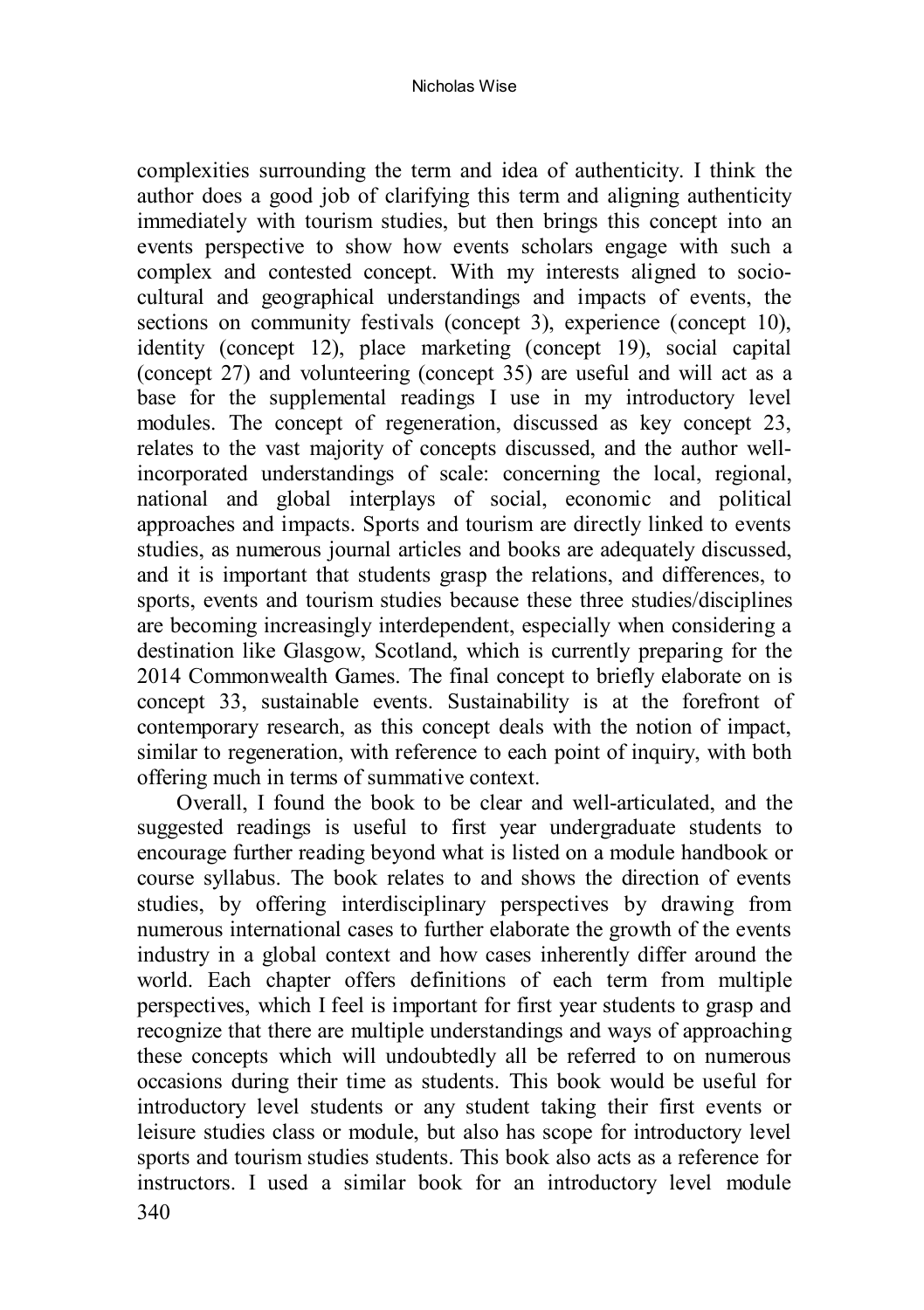complexities surrounding the term and idea of authenticity. I think the author does a good job of clarifying this term and aligning authenticity immediately with tourism studies, but then brings this concept into an events perspective to show how events scholars engage with such a complex and contested concept. With my interests aligned to socio-cultural and geographical understandings and impacts of events, the sections on community festivals (concept 3), experience (concept 10), identity (concept 12), place marketing (concept 19), social capital (concept 27) and volunteering (concept 35) are useful and will act as a base for the supplemental readings I use in my introductory level modules. The concept of regeneration, discussed as key concept 23, relates to the vast majority of concepts discussed, and the author well-incorporated understandings of scale: concerning the local, regional, national and global interplays of social, economic and political approaches and impacts. Sports and tourism are directly linked to events studies, as numerous journal articles and books are adequately discussed, and it is important that students grasp the relations, and differences, to sports, events and tourism studies because these three studies/disciplines are becoming increasingly interdependent, especially when considering a destination like Glasgow, Scotland, which is currently preparing for the 2014 Commonwealth Games. The final concept to briefly elaborate on is concept 33, sustainable events. Sustainability is at the forefront of contemporary research, as this concept deals with the notion of impact, similar to regeneration, with reference to each point of inquiry, with both offering much in terms of summative context.

Overall, I found the book to be clear and well-articulated, and the suggested readings is useful to first year undergraduate students to encourage further reading beyond what is listed on a module handbook or course syllabus. The book relates to and shows the direction of events studies, by offering interdisciplinary perspectives by drawing from numerous international cases to further elaborate the growth of the events industry in a global context and how cases inherently differ around the world. Each chapter offers definitions of each term from multiple perspectives, which I feel is important for first year students to grasp and recognize that there are multiple understandings and ways of approaching these concepts which will undoubtedly all be referred to on numerous occasions during their time as students. This book would be useful for introductory level students or any student taking their first events or leisure studies class or module, but also has scope for introductory level sports and tourism studies students. This book also acts as a reference for instructors. I used a similar book for an introductory level module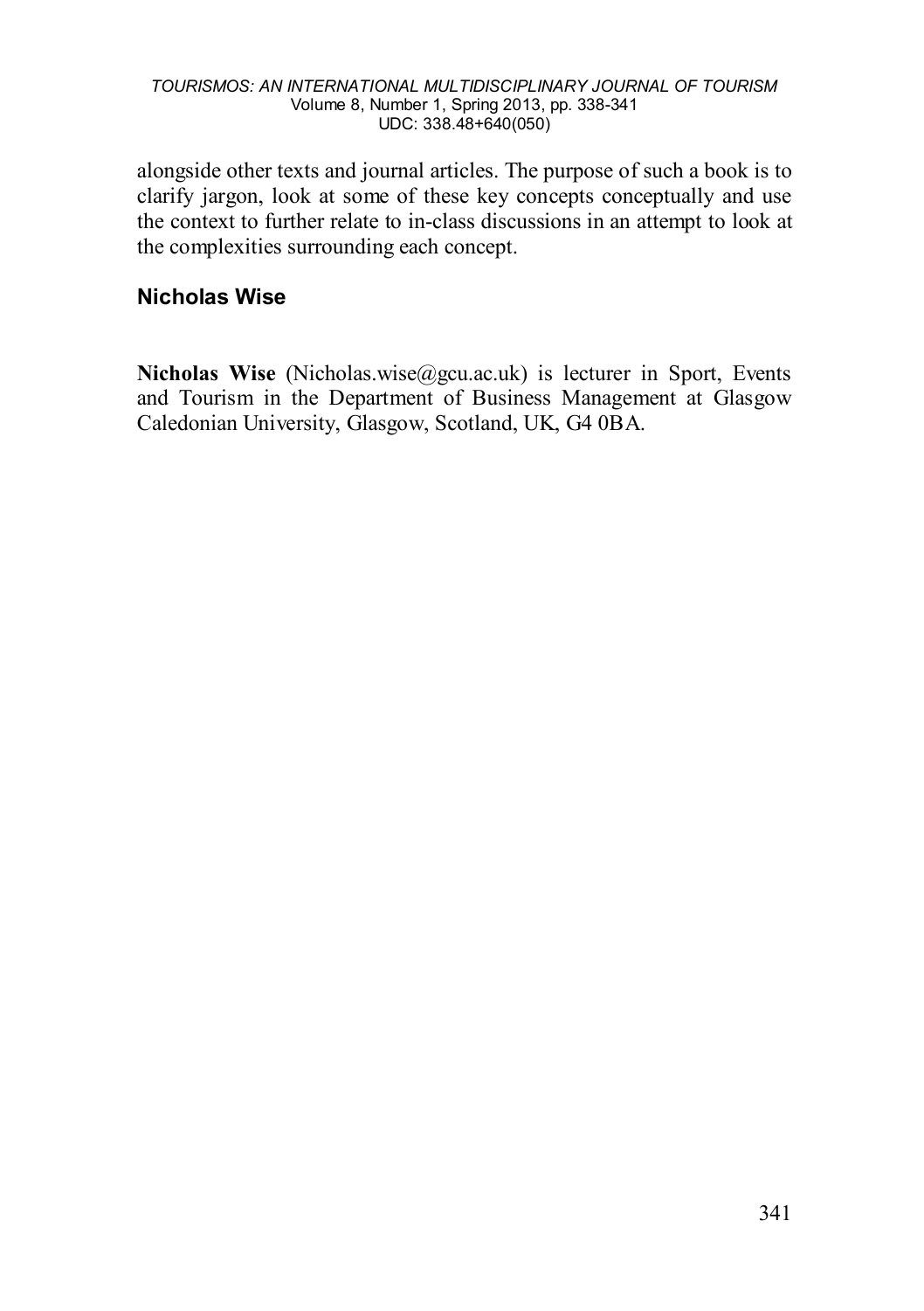alongside other texts and journal articles. The purpose of such a book is to clarify jargon, look at some of these key concepts conceptually and use the context to further relate to in-class discussions in an attempt to look at the complexities surrounding each concept.

**Nicholas Wise**

**Nicholas Wise** (Nicholas.wise@gcu.ac.uk) is lecturer in Sport, Events and Tourism in the Department of Business Management at Glasgow Caledonian University, Glasgow, Scotland, UK, G4 0BA.